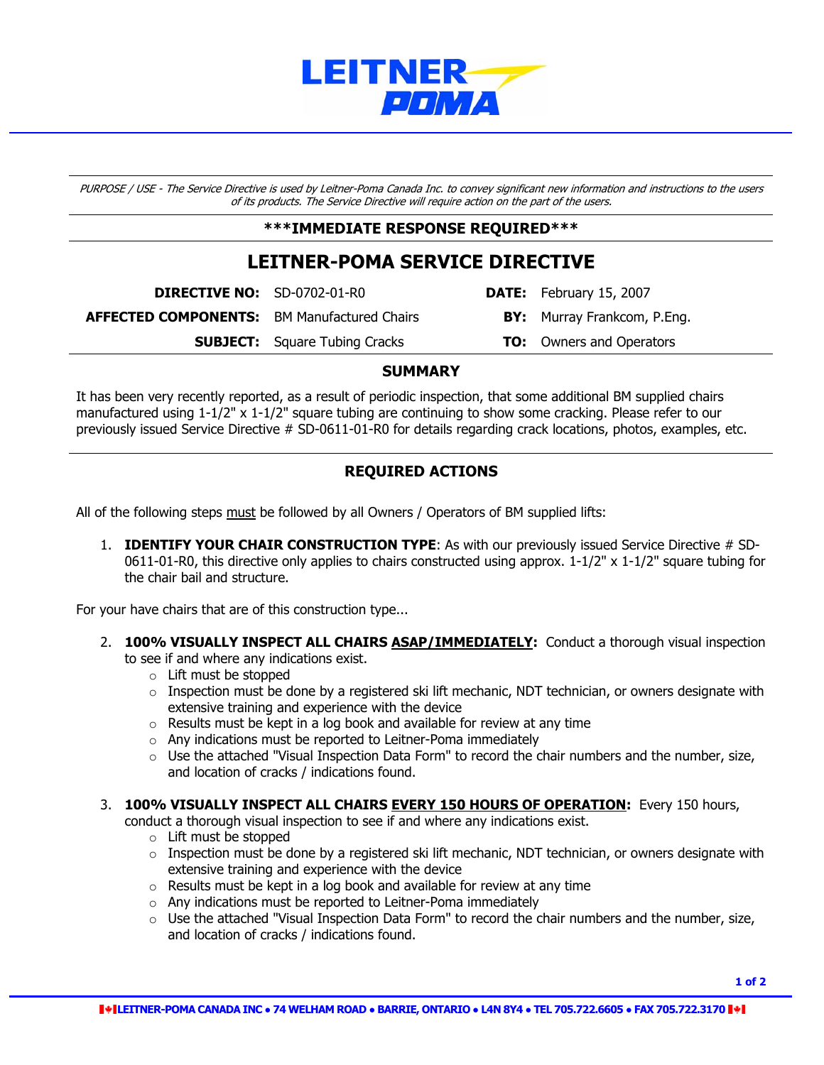LEITNER POMA

*PURPOSE / USE - The Service Directive is used by Leitner-Poma Canada Inc. to convey significant new information and instructions to the users of its products. The Service Directive will require action on the part of the users.*

**\*\*\*IMMEDIATE RESPONSE REQUIRED\*\*\***

# LEITNER-POMA SERVICE DIRECTIVE

| | | | |
|---|---|---|---|
| **DIRECTIVE NO:** | SD-0702-01-R0 | **DATE:** | February 15, 2007 |
| **AFFECTED COMPONENTS:** | BM Manufactured Chairs | **BY:** | Murray Frankcom, P.Eng. |
| **SUBJECT:** | Square Tubing Cracks | **TO:** | Owners and Operators |

## SUMMARY

It has been very recently reported, as a result of periodic inspection, that some additional BM supplied chairs manufactured using 1-1/2" x 1-1/2" square tubing are continuing to show some cracking. Please refer to our previously issued Service Directive # SD-0611-01-R0 for details regarding crack locations, photos, examples, etc.

## REQUIRED ACTIONS

All of the following steps must be followed by all Owners / Operators of BM supplied lifts:

1. **IDENTIFY YOUR CHAIR CONSTRUCTION TYPE**: As with our previously issued Service Directive # SD-0611-01-R0, this directive only applies to chairs constructed using approx. 1-1/2" x 1-1/2" square tubing for the chair bail and structure.

For your have chairs that are of this construction type...

2. **100% VISUALLY INSPECT ALL CHAIRS ASAP/IMMEDIATELY:** Conduct a thorough visual inspection to see if and where any indications exist.
   - Lift must be stopped
   - Inspection must be done by a registered ski lift mechanic, NDT technician, or owners designate with extensive training and experience with the device
   - Results must be kept in a log book and available for review at any time
   - Any indications must be reported to Leitner-Poma immediately
   - Use the attached "Visual Inspection Data Form" to record the chair numbers and the number, size, and location of cracks / indications found.

3. **100% VISUALLY INSPECT ALL CHAIRS EVERY 150 HOURS OF OPERATION:** Every 150 hours, conduct a thorough visual inspection to see if and where any indications exist.
   - Lift must be stopped
   - Inspection must be done by a registered ski lift mechanic, NDT technician, or owners designate with extensive training and experience with the device
   - Results must be kept in a log book and available for review at any time
   - Any indications must be reported to Leitner-Poma immediately
   - Use the attached "Visual Inspection Data Form" to record the chair numbers and the number, size, and location of cracks / indications found.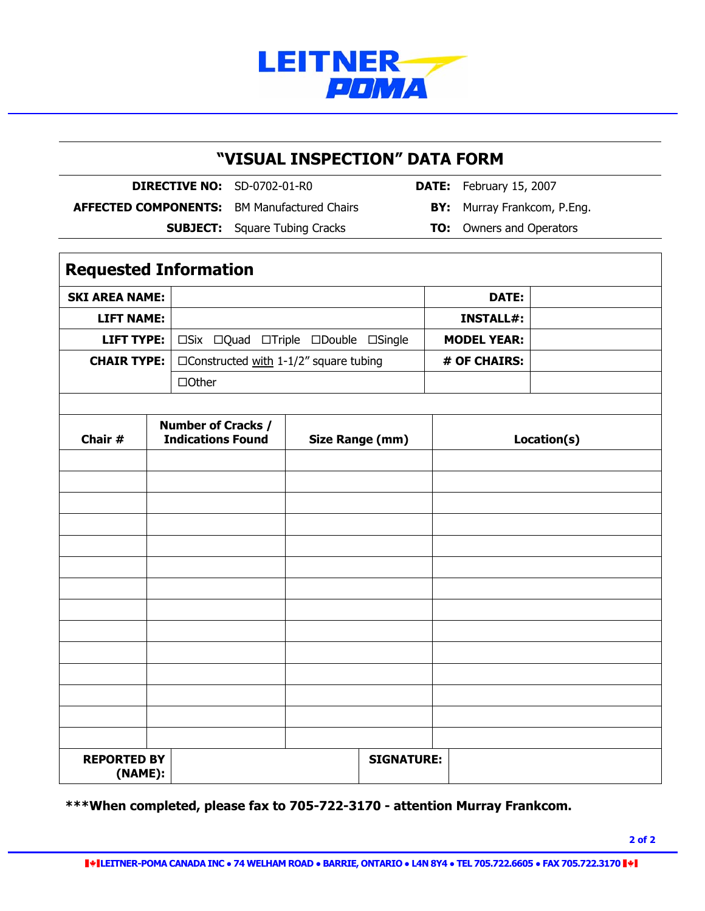LEITNER POMA

# "VISUAL INSPECTION" DATA FORM

| | | | |
|---|---|---|---|
| **DIRECTIVE NO:** | SD-0702-01-R0 | **DATE:** | February 15, 2007 |
| **AFFECTED COMPONENTS:** | BM Manufactured Chairs | **BY:** | Murray Frankcom, P.Eng. |
| **SUBJECT:** | Square Tubing Cracks | **TO:** | Owners and Operators |

## Requested Information

| | | | |
|---|---|---|---|
| **SKI AREA NAME:** | | **DATE:** | |
| **LIFT NAME:** | | **INSTALL#:** | |
| **LIFT TYPE:** | ☐Six ☐Quad ☐Triple ☐Double ☐Single | **MODEL YEAR:** | |
| **CHAIR TYPE:** | ☐Constructed with 1-1/2" square tubing | **# OF CHAIRS:** | |
| | ☐Other | | |

| Chair # | Number of Cracks / Indications Found | Size Range (mm) | Location(s) |
|---|---|---|---|
| | | | |
| | | | |
| | | | |
| | | | |
| | | | |
| | | | |
| | | | |
| | | | |
| | | | |
| | | | |
| | | | |
| | | | |
| | | | |
| | | | |

| | | | |
|---|---|---|---|
| **REPORTED BY (NAME):** | | **SIGNATURE:** | |

**\*\*\*When completed, please fax to 705-722-3170 - attention Murray Frankcom.**

LEITNER-POMA CANADA INC • 74 WELHAM ROAD • BARRIE, ONTARIO • L4N 8Y4 • TEL 705.722.6605 • FAX 705.722.3170